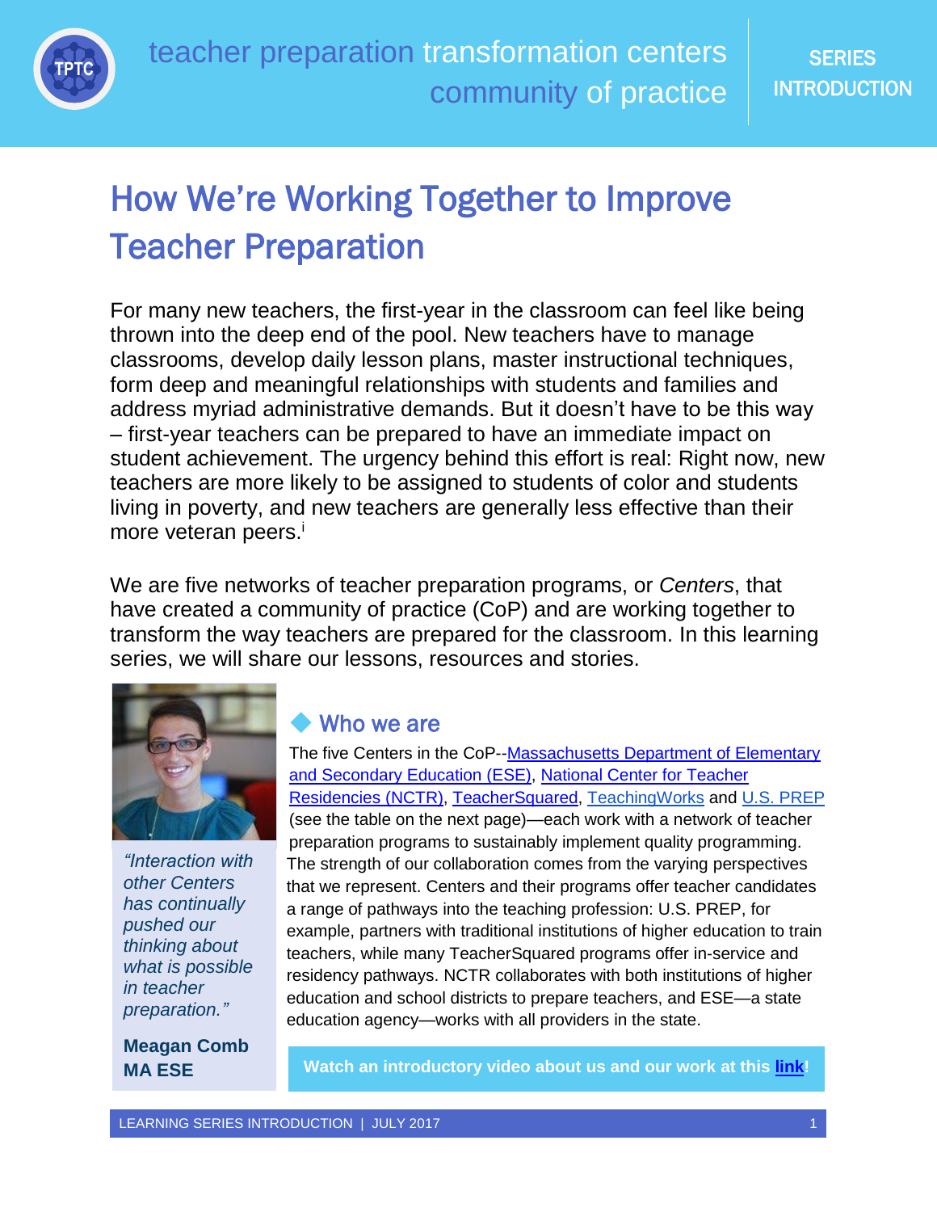teacher preparation transformation centers community of practice

SERIES INTRODUCTION

# How We're Working Together to Improve Teacher Preparation

For many new teachers, the first-year in the classroom can feel like being thrown into the deep end of the pool. New teachers have to manage classrooms, develop daily lesson plans, master instructional techniques, form deep and meaningful relationships with students and families and address myriad administrative demands. But it doesn't have to be this way – first-year teachers can be prepared to have an immediate impact on student achievement. The urgency behind this effort is real: Right now, new teachers are more likely to be assigned to students of color and students living in poverty, and new teachers are generally less effective than their more veteran peers.[i]

We are five networks of teacher preparation programs, or *Centers*, that have created a community of practice (CoP) and are working together to transform the way teachers are prepared for the classroom. In this learning series, we will share our lessons, resources and stories.

*"Interaction with other Centers has continually pushed our thinking about what is possible in teacher preparation."*

**Meagan Comb**
**MA ESE**

## Who we are

The five Centers in the CoP--Massachusetts Department of Elementary and Secondary Education (ESE), National Center for Teacher Residencies (NCTR), TeacherSquared, TeachingWorks and U.S. PREP (see the table on the next page)—each work with a network of teacher preparation programs to sustainably implement quality programming. The strength of our collaboration comes from the varying perspectives that we represent. Centers and their programs offer teacher candidates a range of pathways into the teaching profession: U.S. PREP, for example, partners with traditional institutions of higher education to train teachers, while many TeacherSquared programs offer in-service and residency pathways. NCTR collaborates with both institutions of higher education and school districts to prepare teachers, and ESE—a state education agency—works with all providers in the state.

**Watch an introductory video about us and our work at this link!**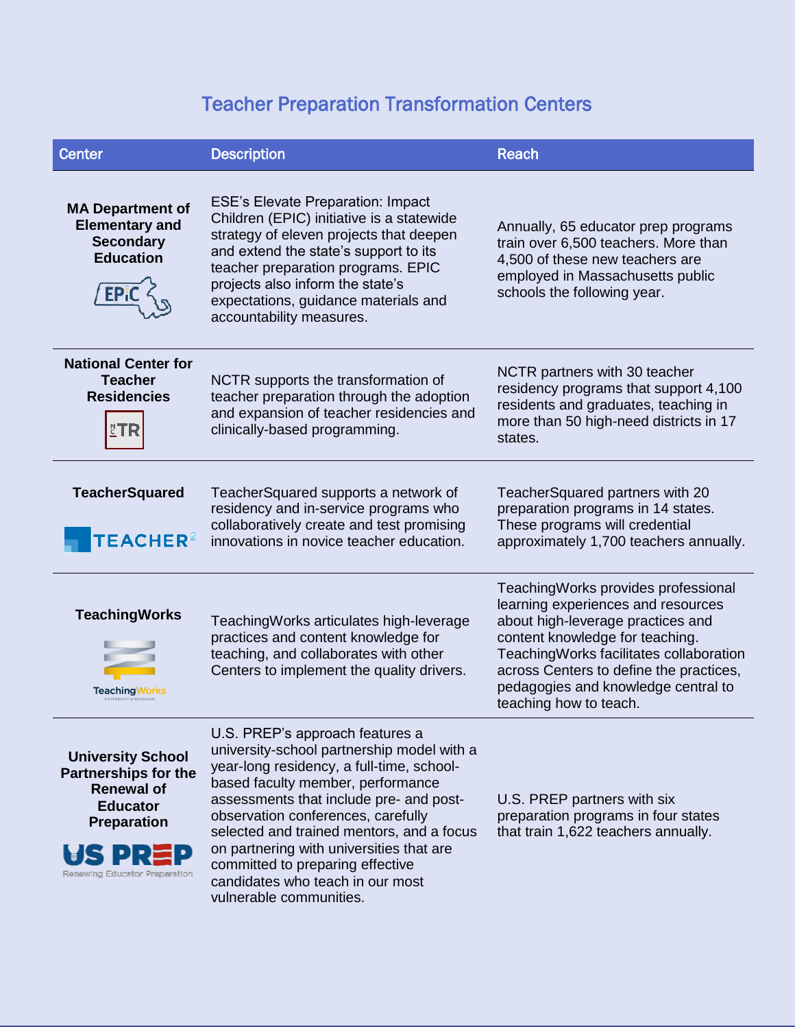## Teacher Preparation Transformation Centers

| Center | Description | Reach |
|---|---|---|
| **MA Department of Elementary and Secondary Education** | ESE's Elevate Preparation: Impact Children (EPIC) initiative is a statewide strategy of eleven projects that deepen and extend the state's support to its teacher preparation programs. EPIC projects also inform the state's expectations, guidance materials and accountability measures. | Annually, 65 educator prep programs train over 6,500 teachers. More than 4,500 of these new teachers are employed in Massachusetts public schools the following year. |
| **National Center for Teacher Residencies** | NCTR supports the transformation of teacher preparation through the adoption and expansion of teacher residencies and clinically-based programming. | NCTR partners with 30 teacher residency programs that support 4,100 residents and graduates, teaching in more than 50 high-need districts in 17 states. |
| **TeacherSquared** | TeacherSquared supports a network of residency and in-service programs who collaboratively create and test promising innovations in novice teacher education. | TeacherSquared partners with 20 preparation programs in 14 states. These programs will credential approximately 1,700 teachers annually. |
| **TeachingWorks** | TeachingWorks articulates high-leverage practices and content knowledge for teaching, and collaborates with other Centers to implement the quality drivers. | TeachingWorks provides professional learning experiences and resources about high-leverage practices and content knowledge for teaching. TeachingWorks facilitates collaboration across Centers to define the practices, pedagogies and knowledge central to teaching how to teach. |
| **University School Partnerships for the Renewal of Educator Preparation** | U.S. PREP's approach features a university-school partnership model with a year-long residency, a full-time, school-based faculty member, performance assessments that include pre- and post-observation conferences, carefully selected and trained mentors, and a focus on partnering with universities that are committed to preparing effective candidates who teach in our most vulnerable communities. | U.S. PREP partners with six preparation programs in four states that train 1,622 teachers annually. |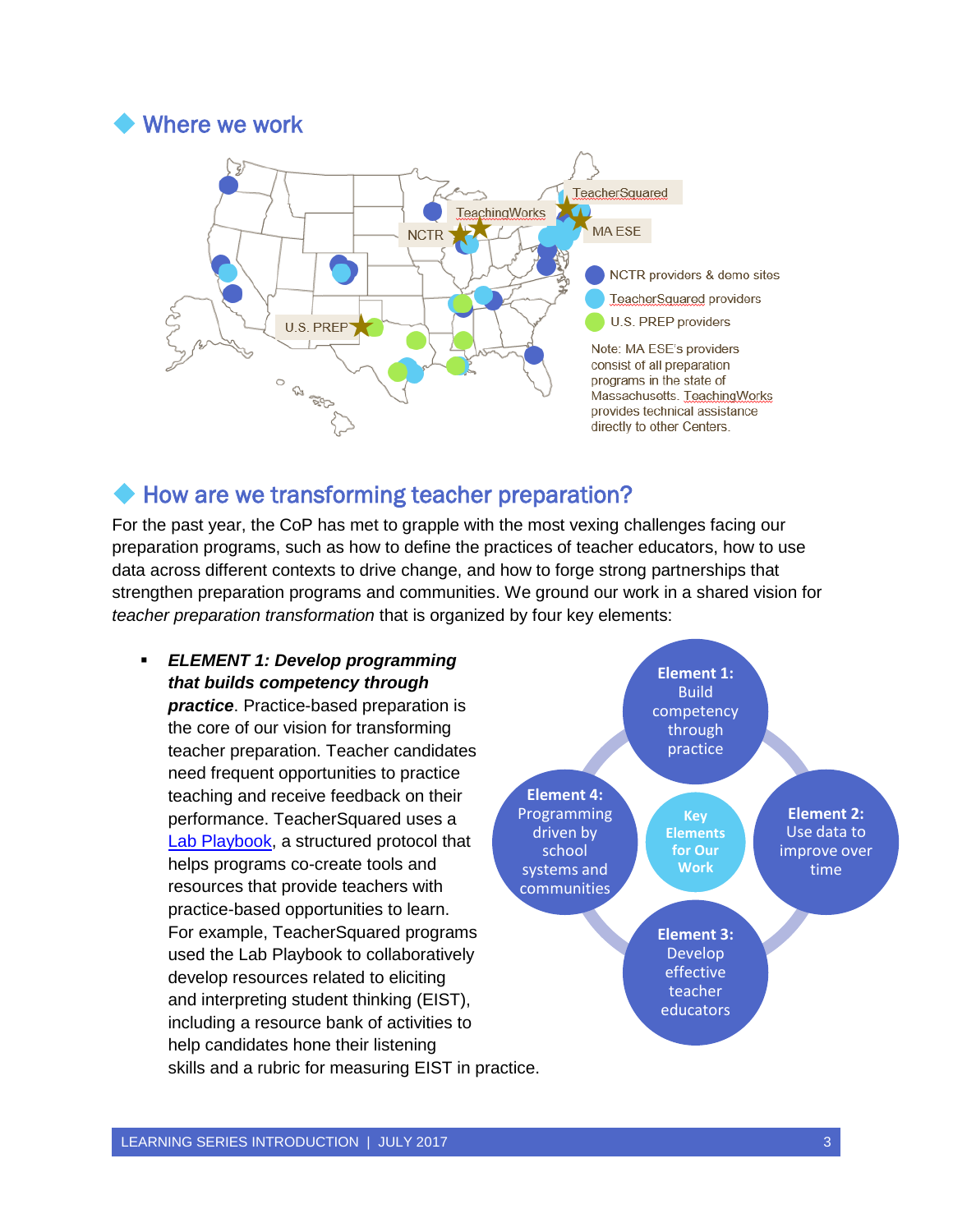## Where we work

TeacherSquared

TeachingWorks

NCTR

MA ESE

U.S. PREP

- NCTR providers & demo sites
- TeacherSquared providers
- U.S. PREP providers

Note: MA ESE's providers consist of all preparation programs in the state of Massachusetts. TeachingWorks provides technical assistance directly to other Centers.

## How are we transforming teacher preparation?

For the past year, the CoP has met to grapple with the most vexing challenges facing our preparation programs, such as how to define the practices of teacher educators, how to use data across different contexts to drive change, and how to forge strong partnerships that strengthen preparation programs and communities. We ground our work in a shared vision for *teacher preparation transformation* that is organized by four key elements:

- ***ELEMENT 1: Develop programming that builds competency through practice***. Practice-based preparation is the core of our vision for transforming teacher preparation. Teacher candidates need frequent opportunities to practice teaching and receive feedback on their performance. TeacherSquared uses a Lab Playbook, a structured protocol that helps programs co-create tools and resources that provide teachers with practice-based opportunities to learn. For example, TeacherSquared programs used the Lab Playbook to collaboratively develop resources related to eliciting and interpreting student thinking (EIST), including a resource bank of activities to help candidates hone their listening skills and a rubric for measuring EIST in practice.

**Key Elements for Our Work**

- **Element 1:** Build competency through practice
- **Element 2:** Use data to improve over time
- **Element 3:** Develop effective teacher educators
- **Element 4:** Programming driven by school systems and communities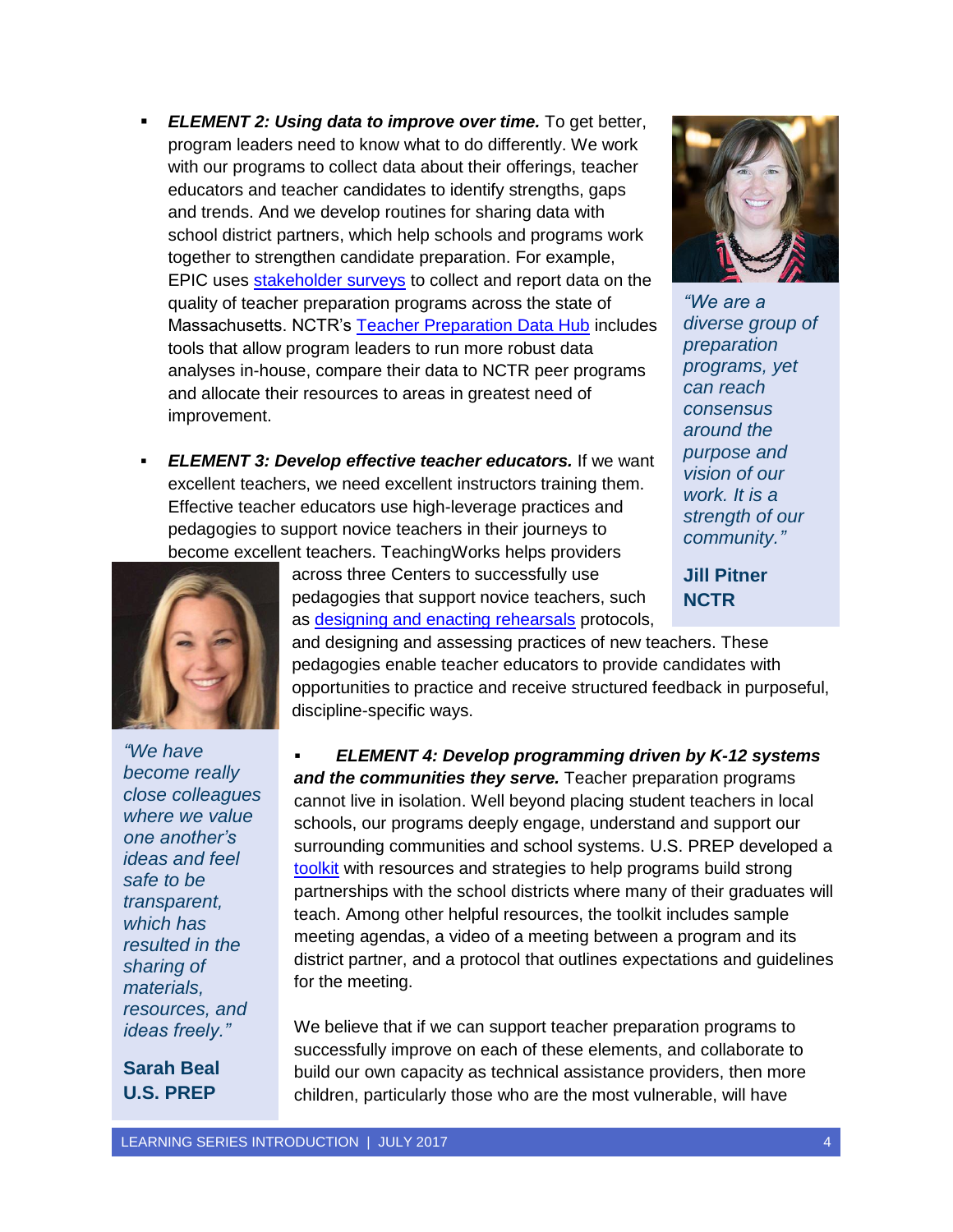- ***ELEMENT 2: Using data to improve over time.*** To get better, program leaders need to know what to do differently. We work with our programs to collect data about their offerings, teacher educators and teacher candidates to identify strengths, gaps and trends. And we develop routines for sharing data with school district partners, which help schools and programs work together to strengthen candidate preparation. For example, EPIC uses stakeholder surveys to collect and report data on the quality of teacher preparation programs across the state of Massachusetts. NCTR's Teacher Preparation Data Hub includes tools that allow program leaders to run more robust data analyses in-house, compare their data to NCTR peer programs and allocate their resources to areas in greatest need of improvement.

> *"We are a diverse group of preparation programs, yet can reach consensus around the purpose and vision of our work. It is a strength of our community."*
>
> **Jill Pitner**
> **NCTR**

- ***ELEMENT 3: Develop effective teacher educators.*** If we want excellent teachers, we need excellent instructors training them. Effective teacher educators use high-leverage practices and pedagogies to support novice teachers in their journeys to become excellent teachers. TeachingWorks helps providers across three Centers to successfully use pedagogies that support novice teachers, such as designing and enacting rehearsals protocols, and designing and assessing practices of new teachers. These pedagogies enable teacher educators to provide candidates with opportunities to practice and receive structured feedback in purposeful, discipline-specific ways.

> *"We have become really close colleagues where we value one another's ideas and feel safe to be transparent, which has resulted in the sharing of materials, resources, and ideas freely."*
>
> **Sarah Beal**
> **U.S. PREP**

- ***ELEMENT 4: Develop programming driven by K-12 systems and the communities they serve.*** Teacher preparation programs cannot live in isolation. Well beyond placing student teachers in local schools, our programs deeply engage, understand and support our surrounding communities and school systems. U.S. PREP developed a toolkit with resources and strategies to help programs build strong partnerships with the school districts where many of their graduates will teach. Among other helpful resources, the toolkit includes sample meeting agendas, a video of a meeting between a program and its district partner, and a protocol that outlines expectations and guidelines for the meeting.

We believe that if we can support teacher preparation programs to successfully improve on each of these elements, and collaborate to build our own capacity as technical assistance providers, then more children, particularly those who are the most vulnerable, will have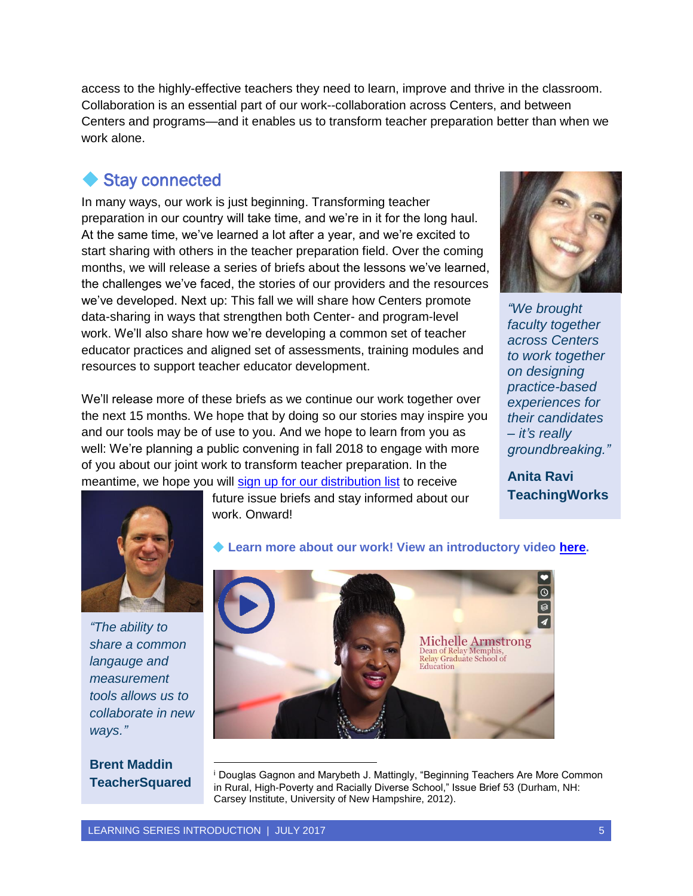access to the highly-effective teachers they need to learn, improve and thrive in the classroom. Collaboration is an essential part of our work--collaboration across Centers, and between Centers and programs—and it enables us to transform teacher preparation better than when we work alone.

## ◆ Stay connected

In many ways, our work is just beginning. Transforming teacher preparation in our country will take time, and we're in it for the long haul. At the same time, we've learned a lot after a year, and we're excited to start sharing with others in the teacher preparation field. Over the coming months, we will release a series of briefs about the lessons we've learned, the challenges we've faced, the stories of our providers and the resources we've developed. Next up: This fall we will share how Centers promote data-sharing in ways that strengthen both Center- and program-level work. We'll also share how we're developing a common set of teacher educator practices and aligned set of assessments, training modules and resources to support teacher educator development.

We'll release more of these briefs as we continue our work together over the next 15 months. We hope that by doing so our stories may inspire you and our tools may be of use to you. And we hope to learn from you as well: We're planning a public convening in fall 2018 to engage with more of you about our joint work to transform teacher preparation. In the meantime, we hope you will sign up for our distribution list to receive future issue briefs and stay informed about our work. Onward!

*"We brought faculty together across Centers to work together on designing practice-based experiences for their candidates – it's really groundbreaking."*

**Anita Ravi**
**TeachingWorks**

*"The ability to share a common langauge and measurement tools allows us to collaborate in new ways."*

**Brent Maddin**
**TeacherSquared**

**◆ Learn more about our work! View an introductory video here.**

Michelle Armstrong
Dean of Relay Memphis,
Relay Graduate School of Education

---

[i] Douglas Gagnon and Marybeth J. Mattingly, "Beginning Teachers Are More Common in Rural, High-Poverty and Racially Diverse School," Issue Brief 53 (Durham, NH: Carsey Institute, University of New Hampshire, 2012).